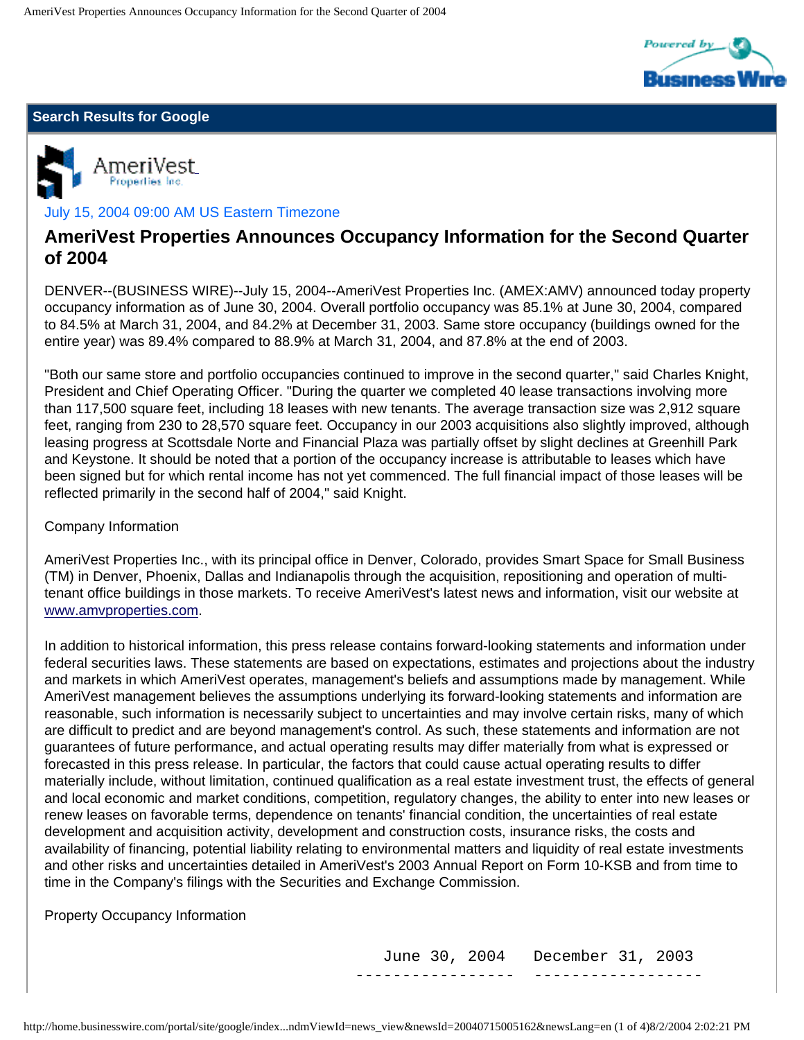## Search Results for Google

July 15, 2004 09:00 AM US Eastern Timezone

# AmeriVest Properties Announces Occupancy Information for the Second Quarter of 2004

DENVER--(BUSINESS WIRE)--July 15, 2004--AmeriVest Properties Inc. (AMEX:AMV) announced today property occupancy information as of June 30, 2004. Overall portfolio occupancy was 85.1% at June 30, 2004, compared to 84.5% at March 31, 2004, and 84.2% at December 31, 2003. Same store occupancy (buildings owned for the entire year) was 89.4% compared to 88.9% at March 31, 2004, and 87.8% at the end of 2003.

"Both our same store and portfolio occupancies continued to improve in the second quarter," said Charles Knight, President and Chief Operating Officer. "During the quarter we completed 40 lease transactions involving more than 117,500 square feet, including 18 leases with new tenants. The average transaction size was 2,912 square feet, ranging from 230 to 28,570 square feet. Occupancy in our 2003 acquisitions also slightly improved, although leasing progress at Scottsdale Norte and Financial Plaza was partially offset by slight declines at Greenhill Park and Keystone. It should be noted that a portion of the occupancy increase is attributable to leases which have been signed but for which rental income has not yet commenced. The full financial impact of those leases will be reflected primarily in the second half of 2004," said Knight.

Company Information

AmeriVest Properties Inc., with its principal office in Denver, Colorado, provides Smart Space for Small Business (TM) in Denver, Phoenix, Dallas and Indianapolis through the acquisition, repositioning and operation of multi-tenant office buildings in those markets. To receive AmeriVest's latest news and information, visit our website at www.amvproperties.com.

In addition to historical information, this press release contains forward-looking statements and information under federal securities laws. These statements are based on expectations, estimates and projections about the industry and markets in which AmeriVest operates, management's beliefs and assumptions made by management. While AmeriVest management believes the assumptions underlying its forward-looking statements and information are reasonable, such information is necessarily subject to uncertainties and may involve certain risks, many of which are difficult to predict and are beyond management's control. As such, these statements and information are not guarantees of future performance, and actual operating results may differ materially from what is expressed or forecasted in this press release. In particular, the factors that could cause actual operating results to differ materially include, without limitation, continued qualification as a real estate investment trust, the effects of general and local economic and market conditions, competition, regulatory changes, the ability to enter into new leases or renew leases on favorable terms, dependence on tenants' financial condition, the uncertainties of real estate development and acquisition activity, development and construction costs, insurance risks, the costs and availability of financing, potential liability relating to environmental matters and liquidity of real estate investments and other risks and uncertainties detailed in AmeriVest's 2003 Annual Report on Form 10-KSB and from time to time in the Company's filings with the Securities and Exchange Commission.

Property Occupancy Information

| | June 30, 2004 | December 31, 2003 |
|---|---|---|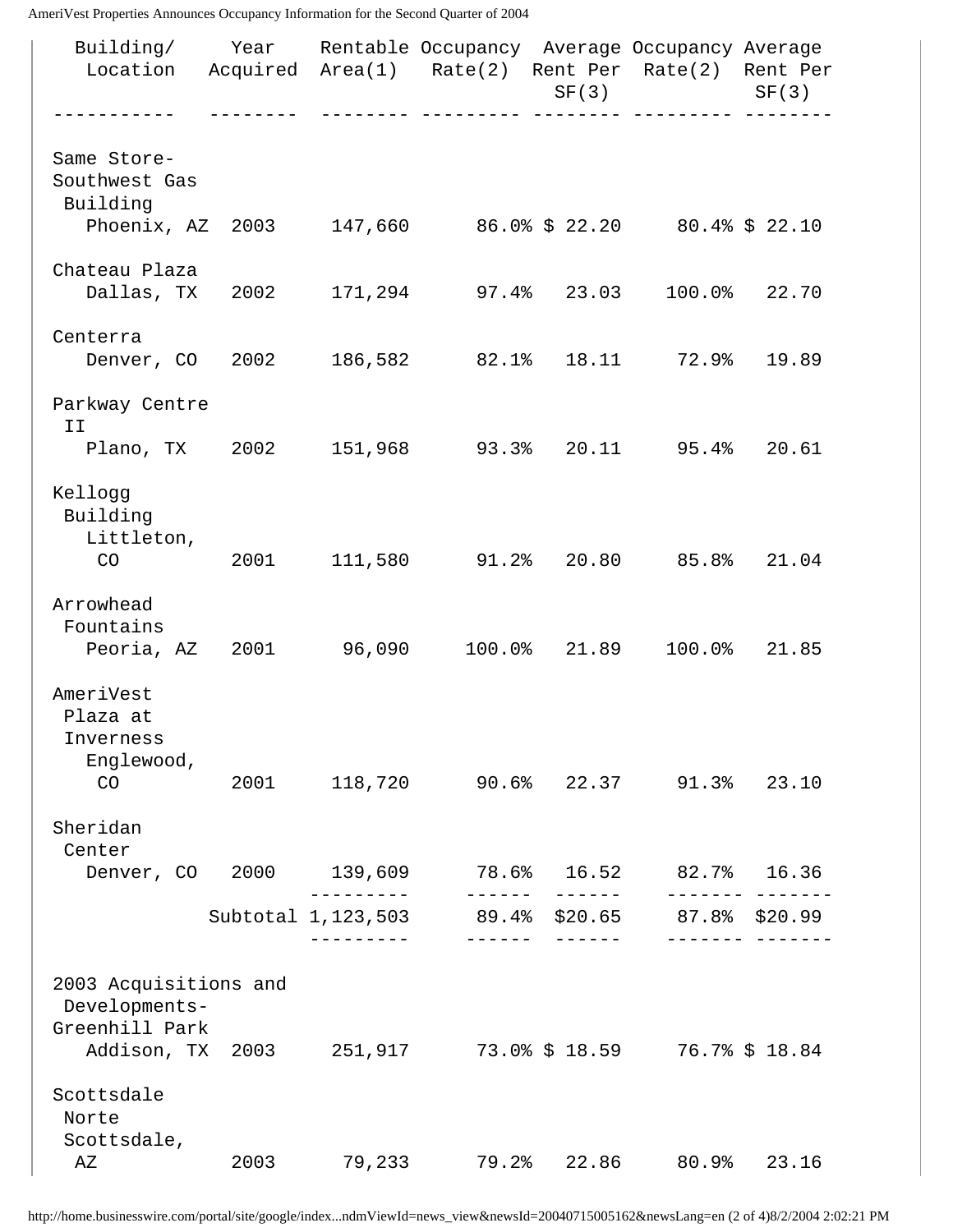| Building/ Location | Year Acquired | Rentable Area(1) | Occupancy Rate(2) | Average Rent Per SF(3) | Occupancy Rate(2) | Average Rent Per SF(3) |
|---|---|---|---|---|---|---|
| Same Store- | | | | | | |
| Southwest Gas Building Phoenix, AZ | 2003 | 147,660 | 86.0% | $ 22.20 | 80.4% | $ 22.10 |
| Chateau Plaza Dallas, TX | 2002 | 171,294 | 97.4% | 23.03 | 100.0% | 22.70 |
| Centerra Denver, CO | 2002 | 186,582 | 82.1% | 18.11 | 72.9% | 19.89 |
| Parkway Centre II Plano, TX | 2002 | 151,968 | 93.3% | 20.11 | 95.4% | 20.61 |
| Kellogg Building Littleton, CO | 2001 | 111,580 | 91.2% | 20.80 | 85.8% | 21.04 |
| Arrowhead Fountains Peoria, AZ | 2001 | 96,090 | 100.0% | 21.89 | 100.0% | 21.85 |
| AmeriVest Plaza at Inverness Englewood, CO | 2001 | 118,720 | 90.6% | 22.37 | 91.3% | 23.10 |
| Sheridan Center Denver, CO | 2000 | 139,609 | 78.6% | 16.52 | 82.7% | 16.36 |
| | Subtotal | 1,123,503 | 89.4% | $20.65 | 87.8% | $20.99 |
| 2003 Acquisitions and Developments- | | | | | | |
| Greenhill Park Addison, TX | 2003 | 251,917 | 73.0% | $ 18.59 | 76.7% | $ 18.84 |
| Scottsdale Norte Scottsdale, AZ | 2003 | 79,233 | 79.2% | 22.86 | 80.9% | 23.16 |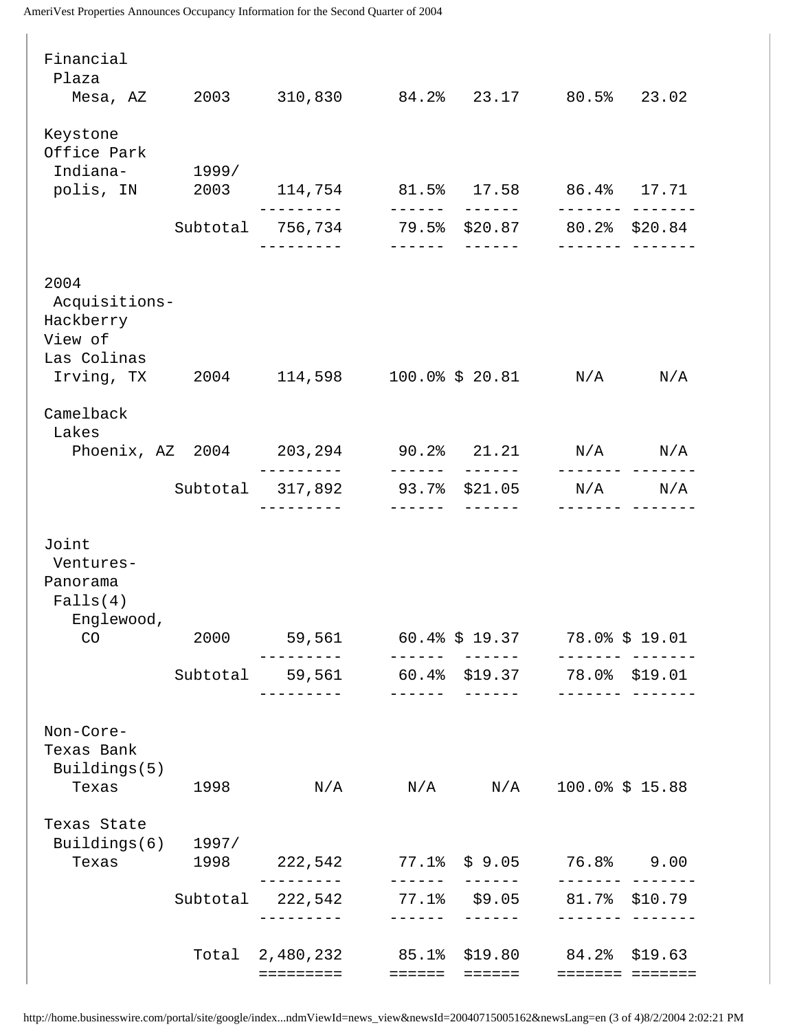| | | | | | | |
|---|---|---|---|---|---|---|
| Financial Plaza Mesa, AZ | 2003 | 310,830 | 84.2% | 23.17 | 80.5% | 23.02 |
| Keystone Office Park Indianapolis, IN | 1999/ 2003 | 114,754 | 81.5% | 17.58 | 86.4% | 17.71 |
| | Subtotal | 756,734 | 79.5% | $20.87 | 80.2% | $20.84 |
| 2004 Acquisitions- Hackberry View of Las Colinas Irving, TX | 2004 | 114,598 | 100.0% | $ 20.81 | N/A | N/A |
| Camelback Lakes Phoenix, AZ | 2004 | 203,294 | 90.2% | 21.21 | N/A | N/A |
| | Subtotal | 317,892 | 93.7% | $21.05 | N/A | N/A |
| Joint Ventures- Panorama Falls(4) Englewood, CO | 2000 | 59,561 | 60.4% | $ 19.37 | 78.0% | $ 19.01 |
| | Subtotal | 59,561 | 60.4% | $19.37 | 78.0% | $19.01 |
| Non-Core- Texas Bank Buildings(5) Texas | 1998 | N/A | N/A | N/A | 100.0% | $ 15.88 |
| Texas State Buildings(6) Texas | 1997/ 1998 | 222,542 | 77.1% | $ 9.05 | 76.8% | 9.00 |
| | Subtotal | 222,542 | 77.1% | $9.05 | 81.7% | $10.79 |
| | Total | 2,480,232 | 85.1% | $19.80 | 84.2% | $19.63 |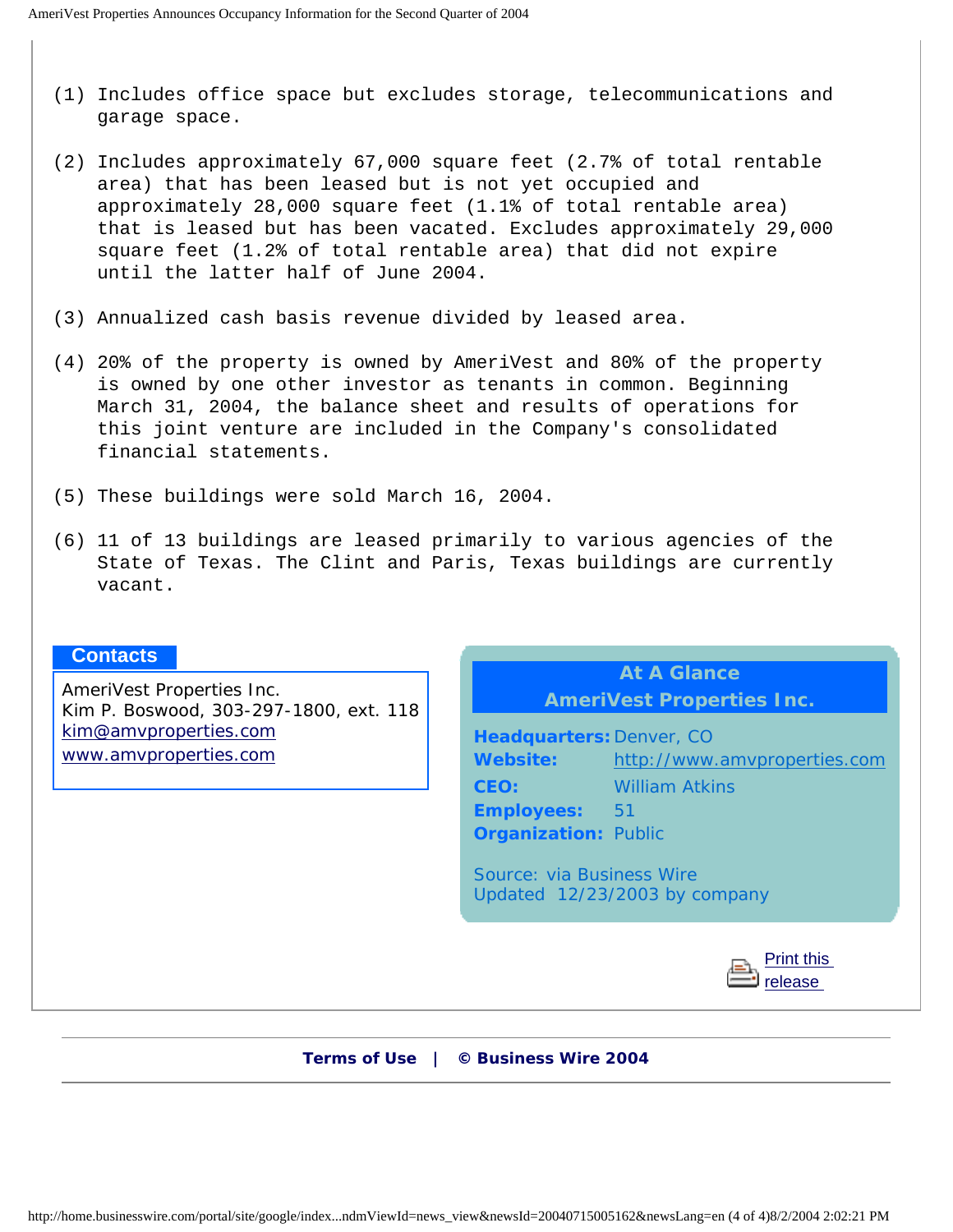(1) Includes office space but excludes storage, telecommunications and garage space.

(2) Includes approximately 67,000 square feet (2.7% of total rentable area) that has been leased but is not yet occupied and approximately 28,000 square feet (1.1% of total rentable area) that is leased but has been vacated. Excludes approximately 29,000 square feet (1.2% of total rentable area) that did not expire until the latter half of June 2004.

(3) Annualized cash basis revenue divided by leased area.

(4) 20% of the property is owned by AmeriVest and 80% of the property is owned by one other investor as tenants in common. Beginning March 31, 2004, the balance sheet and results of operations for this joint venture are included in the Company's consolidated financial statements.

(5) These buildings were sold March 16, 2004.

(6) 11 of 13 buildings are leased primarily to various agencies of the State of Texas. The Clint and Paris, Texas buildings are currently vacant.

**Contacts**

AmeriVest Properties Inc.
Kim P. Boswood, 303-297-1800, ext. 118
kim@amvproperties.com
www.amvproperties.com

**At A Glance**
**AmeriVest Properties Inc.**

| | |
|---|---|
| **Headquarters:** | Denver, CO |
| **Website:** | http://www.amvproperties.com |
| **CEO:** | William Atkins |
| **Employees:** | 51 |
| **Organization:** | Public |

Source: via Business Wire
Updated 12/23/2003 by company

Print this release

**Terms of Use** | **© Business Wire 2004**